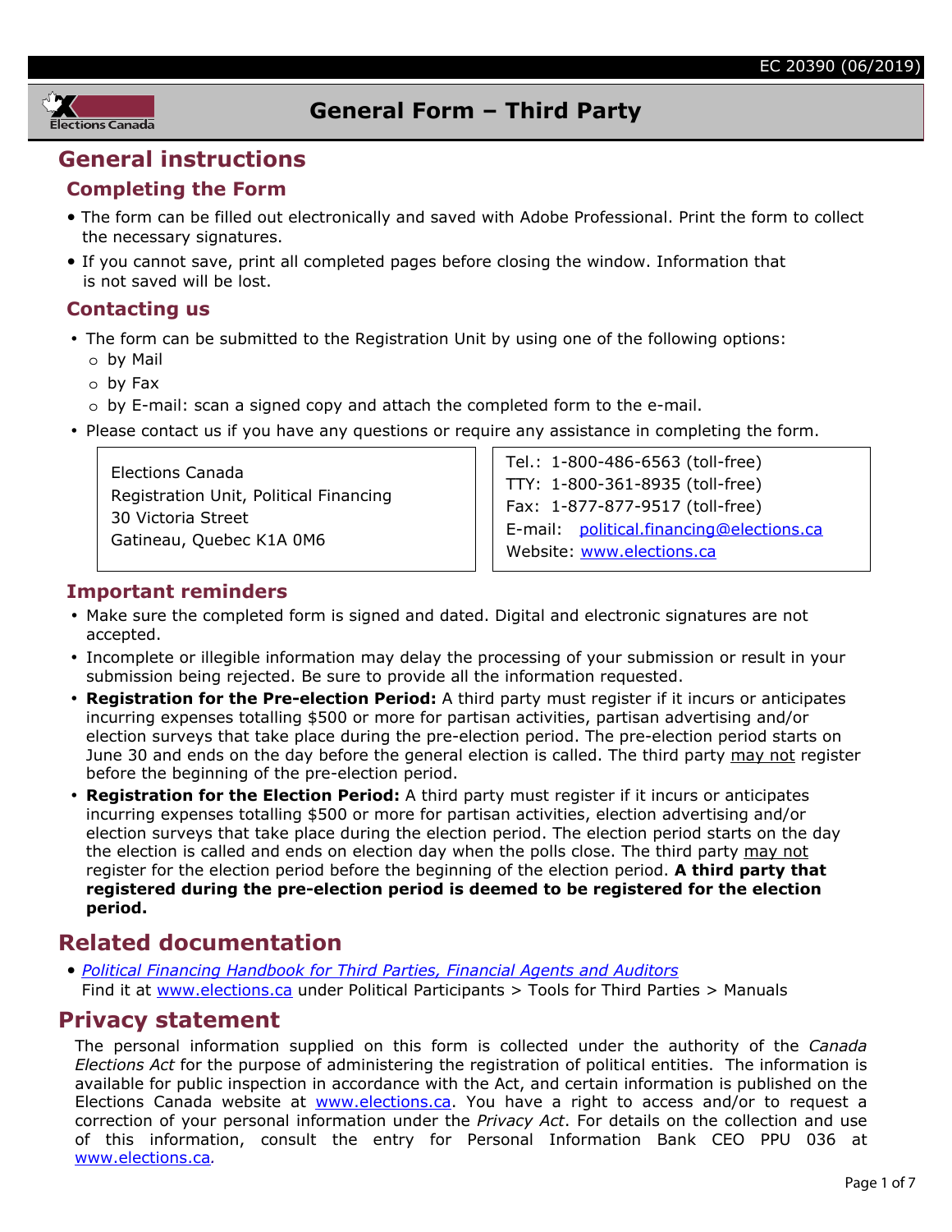EC 20390 (06/2019)

# General Form – Third Party

## General instructions

### Completing the Form

- The form can be filled out electronically and saved with Adobe Professional. Print the form to collect the necessary signatures.
- If you cannot save, print all completed pages before closing the window. Information that is not saved will be lost.

### Contacting us

- The form can be submitted to the Registration Unit by using one of the following options:
  - by Mail
  - by Fax
  - by E-mail: scan a signed copy and attach the completed form to the e-mail.
- Please contact us if you have any questions or require any assistance in completing the form.

Elections Canada
Registration Unit, Political Financing
30 Victoria Street
Gatineau, Quebec K1A 0M6

Tel.: 1-800-486-6563 (toll-free)
TTY: 1-800-361-8935 (toll-free)
Fax: 1-877-877-9517 (toll-free)
E-mail: political.financing@elections.ca
Website: www.elections.ca

### Important reminders

- Make sure the completed form is signed and dated. Digital and electronic signatures are not accepted.
- Incomplete or illegible information may delay the processing of your submission or result in your submission being rejected. Be sure to provide all the information requested.
- **Registration for the Pre-election Period:** A third party must register if it incurs or anticipates incurring expenses totalling $500 or more for partisan activities, partisan advertising and/or election surveys that take place during the pre-election period. The pre-election period starts on June 30 and ends on the day before the general election is called. The third party may not register before the beginning of the pre-election period.
- **Registration for the Election Period:** A third party must register if it incurs or anticipates incurring expenses totalling $500 or more for partisan activities, election advertising and/or election surveys that take place during the election period. The election period starts on the day the election is called and ends on election day when the polls close. The third party may not register for the election period before the beginning of the election period. **A third party that registered during the pre-election period is deemed to be registered for the election period.**

## Related documentation

- *Political Financing Handbook for Third Parties, Financial Agents and Auditors*
  Find it at www.elections.ca under Political Participants > Tools for Third Parties > Manuals

## Privacy statement

The personal information supplied on this form is collected under the authority of the *Canada Elections Act* for the purpose of administering the registration of political entities. The information is available for public inspection in accordance with the Act, and certain information is published on the Elections Canada website at www.elections.ca. You have a right to access and/or to request a correction of your personal information under the *Privacy Act*. For details on the collection and use of this information, consult the entry for Personal Information Bank CEO PPU 036 at www.elections.ca.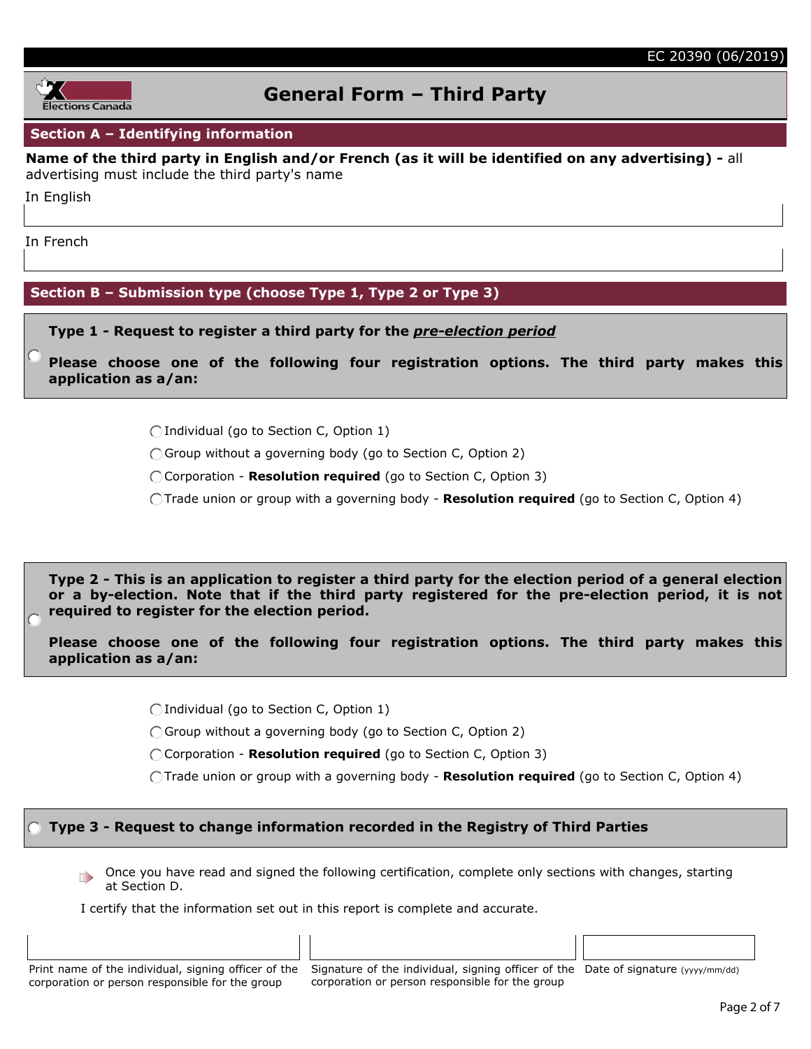EC 20390 (06/2019)

# General Form – Third Party

## Section A – Identifying information

**Name of the third party in English and/or French (as it will be identified on any advertising) -** all advertising must include the third party's name

In English

In French

## Section B – Submission type (choose Type 1, Type 2 or Type 3)

○ **Type 1 - Request to register a third party for the *pre-election period***

**Please choose one of the following four registration options. The third party makes this application as a/an:**

- ○ Individual (go to Section C, Option 1)
- ○ Group without a governing body (go to Section C, Option 2)
- ○ Corporation - **Resolution required** (go to Section C, Option 3)
- ○ Trade union or group with a governing body - **Resolution required** (go to Section C, Option 4)

○ **Type 2 - This is an application to register a third party for the election period of a general election or a by-election. Note that if the third party registered for the pre-election period, it is not required to register for the election period.**

**Please choose one of the following four registration options. The third party makes this application as a/an:**

- ○ Individual (go to Section C, Option 1)
- ○ Group without a governing body (go to Section C, Option 2)
- ○ Corporation - **Resolution required** (go to Section C, Option 3)
- ○ Trade union or group with a governing body - **Resolution required** (go to Section C, Option 4)

○ **Type 3 - Request to change information recorded in the Registry of Third Parties**

Once you have read and signed the following certification, complete only sections with changes, starting at Section D.

I certify that the information set out in this report is complete and accurate.

| Print name of the individual, signing officer of the corporation or person responsible for the group | Signature of the individual, signing officer of the corporation or person responsible for the group | Date of signature (yyyy/mm/dd) |
| --- | --- | --- |
| | | |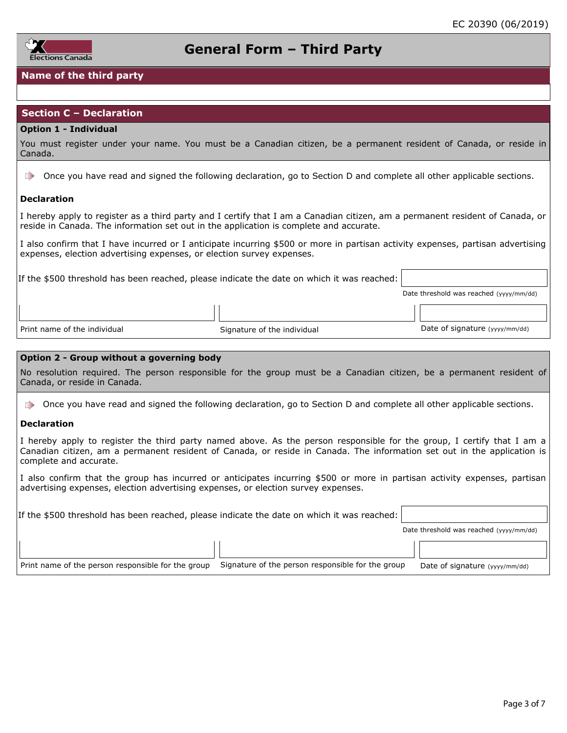EC 20390 (06/2019)

# General Form – Third Party

## Name of the third party

## Section C – Declaration

### Option 1 - Individual

You must register under your name. You must be a Canadian citizen, be a permanent resident of Canada, or reside in Canada.

Once you have read and signed the following declaration, go to Section D and complete all other applicable sections.

**Declaration**

I hereby apply to register as a third party and I certify that I am a Canadian citizen, am a permanent resident of Canada, or reside in Canada. The information set out in the application is complete and accurate.

I also confirm that I have incurred or I anticipate incurring $500 or more in partisan activity expenses, partisan advertising expenses, election advertising expenses, or election survey expenses.

If the $500 threshold has been reached, please indicate the date on which it was reached:

Date threshold was reached (yyyy/mm/dd)

| Print name of the individual | Signature of the individual | Date of signature (yyyy/mm/dd) |
|---|---|---|

### Option 2 - Group without a governing body

No resolution required. The person responsible for the group must be a Canadian citizen, be a permanent resident of Canada, or reside in Canada.

Once you have read and signed the following declaration, go to Section D and complete all other applicable sections.

**Declaration**

I hereby apply to register the third party named above. As the person responsible for the group, I certify that I am a Canadian citizen, am a permanent resident of Canada, or reside in Canada. The information set out in the application is complete and accurate.

I also confirm that the group has incurred or anticipates incurring $500 or more in partisan activity expenses, partisan advertising expenses, election advertising expenses, or election survey expenses.

If the $500 threshold has been reached, please indicate the date on which it was reached:

Date threshold was reached (yyyy/mm/dd)

| Print name of the person responsible for the group | Signature of the person responsible for the group | Date of signature (yyyy/mm/dd) |
|---|---|---|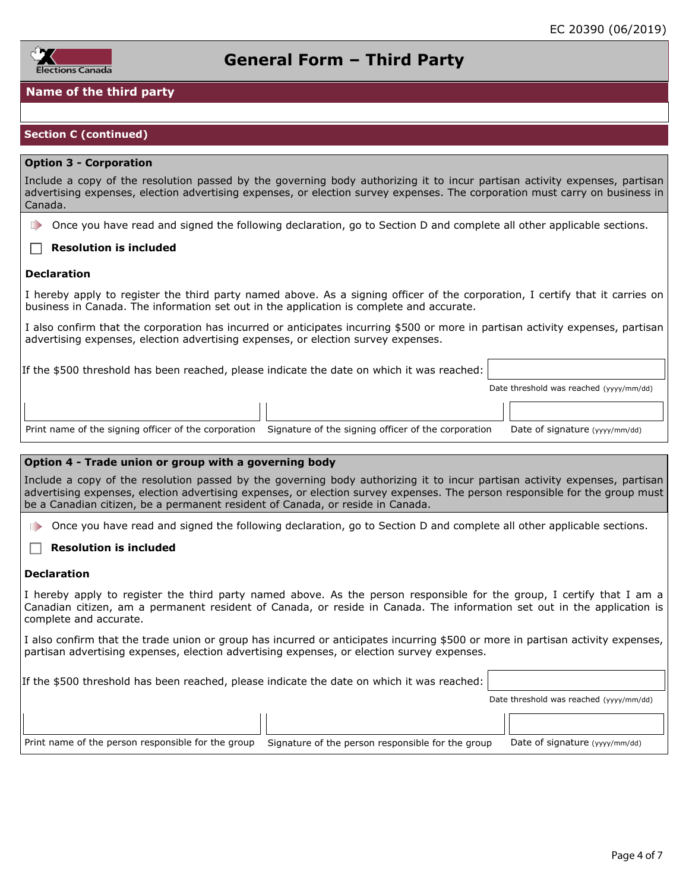# General Form – Third Party

## Name of the third party

## Section C (continued)

### Option 3 - Corporation

Include a copy of the resolution passed by the governing body authorizing it to incur partisan activity expenses, partisan advertising expenses, election advertising expenses, or election survey expenses. The corporation must carry on business in Canada.

Once you have read and signed the following declaration, go to Section D and complete all other applicable sections.

☐ **Resolution is included**

**Declaration**

I hereby apply to register the third party named above. As a signing officer of the corporation, I certify that it carries on business in Canada. The information set out in the application is complete and accurate.

I also confirm that the corporation has incurred or anticipates incurring $500 or more in partisan activity expenses, partisan advertising expenses, election advertising expenses, or election survey expenses.

If the $500 threshold has been reached, please indicate the date on which it was reached: ____________
Date threshold was reached (yyyy/mm/dd)

| | | |
|---|---|---|
| Print name of the signing officer of the corporation | Signature of the signing officer of the corporation | Date of signature (yyyy/mm/dd) |

### Option 4 - Trade union or group with a governing body

Include a copy of the resolution passed by the governing body authorizing it to incur partisan activity expenses, partisan advertising expenses, election advertising expenses, or election survey expenses. The person responsible for the group must be a Canadian citizen, be a permanent resident of Canada, or reside in Canada.

Once you have read and signed the following declaration, go to Section D and complete all other applicable sections.

☐ **Resolution is included**

**Declaration**

I hereby apply to register the third party named above. As the person responsible for the group, I certify that I am a Canadian citizen, am a permanent resident of Canada, or reside in Canada. The information set out in the application is complete and accurate.

I also confirm that the trade union or group has incurred or anticipates incurring $500 or more in partisan activity expenses, partisan advertising expenses, election advertising expenses, or election survey expenses.

If the $500 threshold has been reached, please indicate the date on which it was reached: ____________
Date threshold was reached (yyyy/mm/dd)

| | | |
|---|---|---|
| Print name of the person responsible for the group | Signature of the person responsible for the group | Date of signature (yyyy/mm/dd) |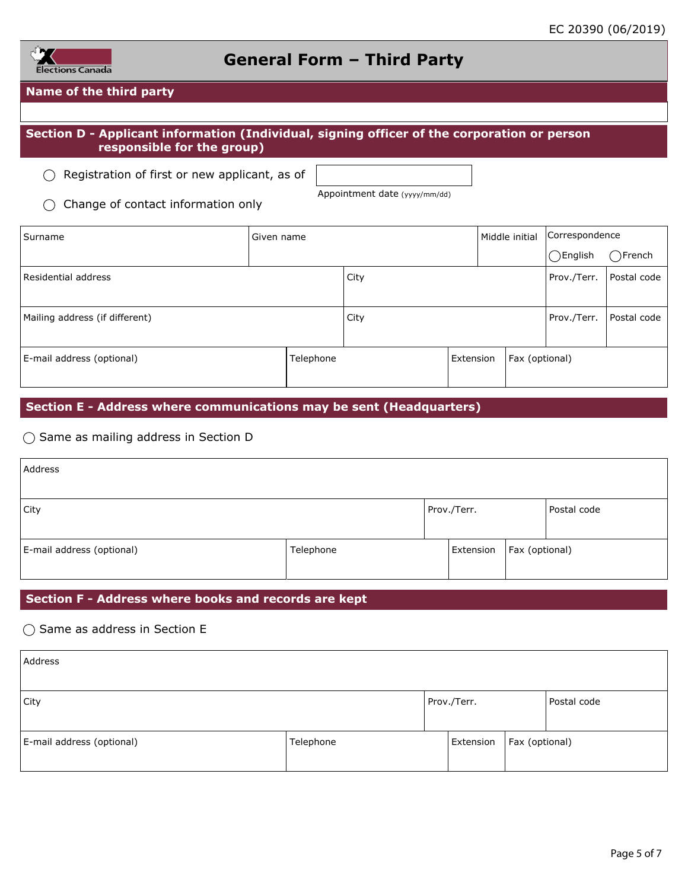EC 20390 (06/2019)

# General Form – Third Party

## Name of the third party

| |
|---|
| |

## Section D - Applicant information (Individual, signing officer of the corporation or person responsible for the group)

◯ Registration of first or new applicant, as of ______ Appointment date (yyyy/mm/dd)

◯ Change of contact information only

| Surname | Given name | Middle initial | Correspondence ◯English ◯French |
|---|---|---|---|
| | | | |

| Residential address | City | Prov./Terr. | Postal code |
|---|---|---|---|
| | | | |

| Mailing address (if different) | City | Prov./Terr. | Postal code |
|---|---|---|---|
| | | | |

| E-mail address (optional) | Telephone | Extension | Fax (optional) |
|---|---|---|---|
| | | | |

## Section E - Address where communications may be sent (Headquarters)

◯ Same as mailing address in Section D

| Address |
|---|
| |

| City | Prov./Terr. | Postal code |
|---|---|---|
| | | |

| E-mail address (optional) | Telephone | Extension | Fax (optional) |
|---|---|---|---|
| | | | |

## Section F - Address where books and records are kept

◯ Same as address in Section E

| Address |
|---|
| |

| City | Prov./Terr. | Postal code |
|---|---|---|
| | | |

| E-mail address (optional) | Telephone | Extension | Fax (optional) |
|---|---|---|---|
| | | | |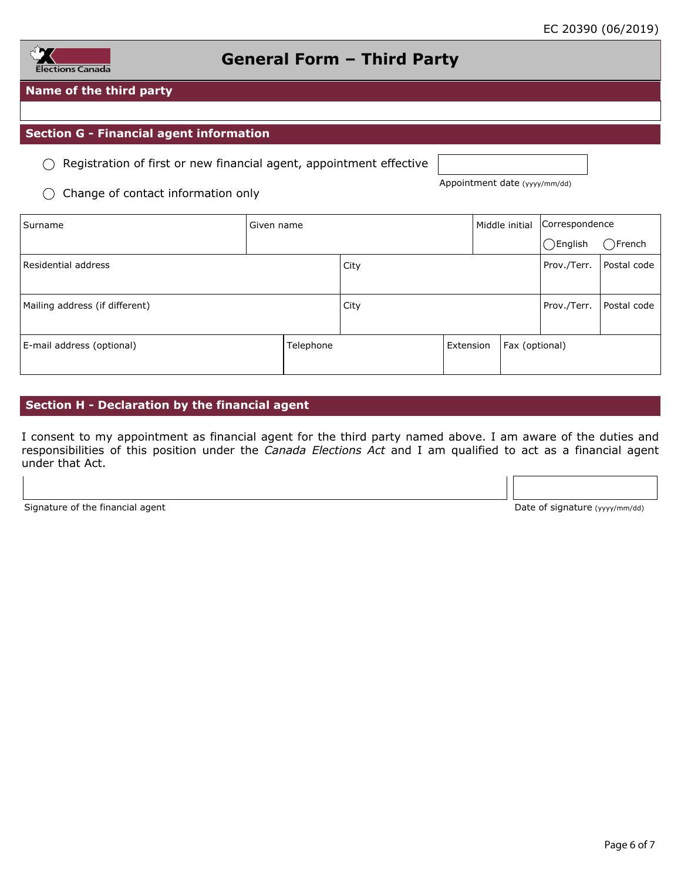EC 20390 (06/2019)

# General Form – Third Party

## Name of the third party

## Section G - Financial agent information

◯ Registration of first or new financial agent, appointment effective

Appointment date (yyyy/mm/dd)

◯ Change of contact information only

| Surname | Given name | Middle initial | Correspondence ◯English ◯French |
|---|---|---|---|

| Residential address | City | Prov./Terr. | Postal code |
|---|---|---|---|
| Mailing address (if different) | City | Prov./Terr. | Postal code |

| E-mail address (optional) | Telephone | Extension | Fax (optional) |
|---|---|---|---|

## Section H - Declaration by the financial agent

I consent to my appointment as financial agent for the third party named above. I am aware of the duties and responsibilities of this position under the *Canada Elections Act* and I am qualified to act as a financial agent under that Act.

Signature of the financial agent

Date of signature (yyyy/mm/dd)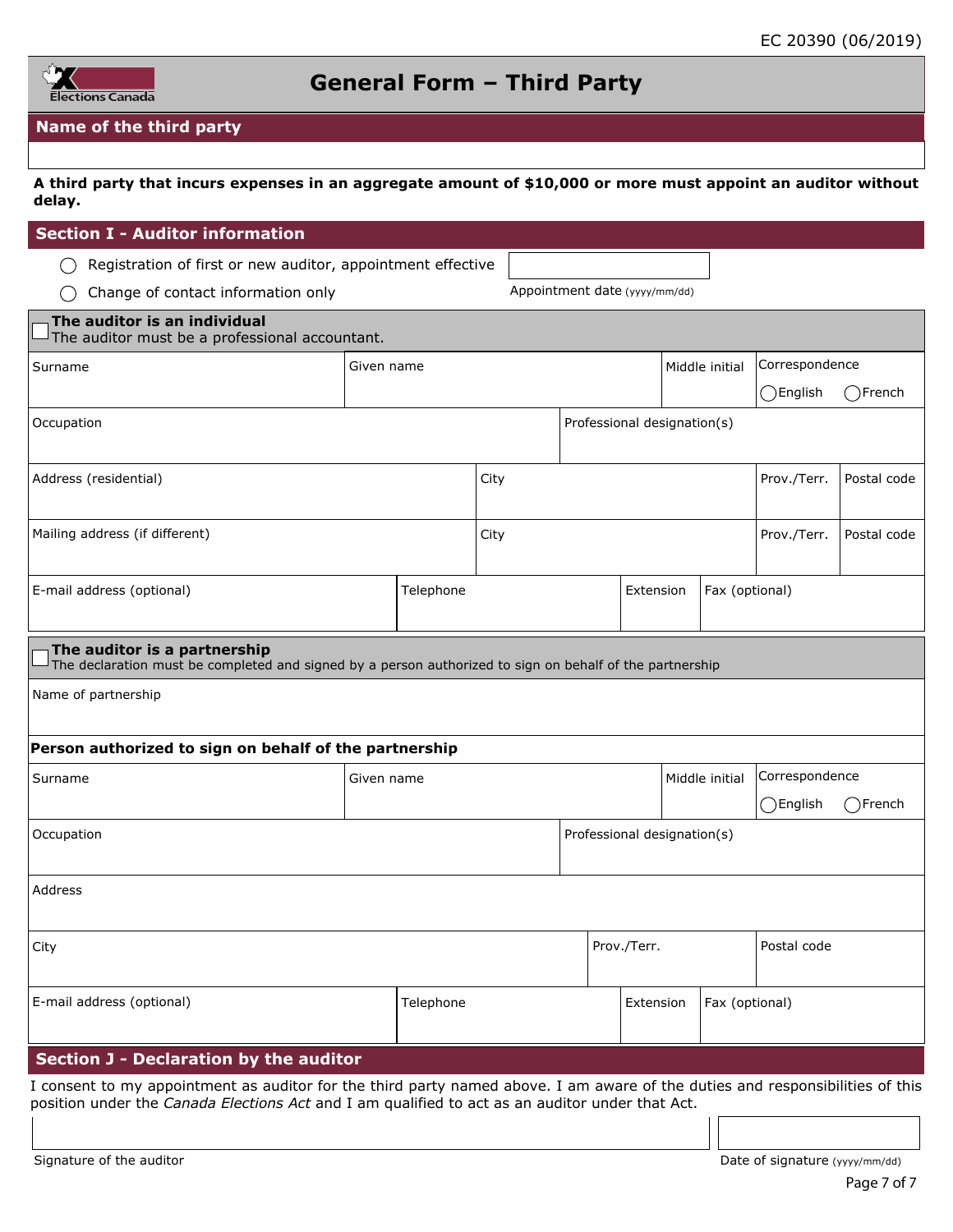EC 20390 (06/2019)

Elections Canada

# General Form – Third Party

## Name of the third party

**A third party that incurs expenses in an aggregate amount of $10,000 or more must appoint an auditor without delay.**

## Section I - Auditor information

◯ Registration of first or new auditor, appointment effective

◯ Change of contact information only

Appointment date (yyyy/mm/dd)

### ☐ The auditor is an individual

The auditor must be a professional accountant.

| | | | |
|---|---|---|---|
| Surname | Given name | Middle initial | Correspondence ◯ English ◯ French |
| Occupation | Professional designation(s) | | |
| Address (residential) | City | Prov./Terr. | Postal code |
| Mailing address (if different) | City | Prov./Terr. | Postal code |
| E-mail address (optional) | Telephone | Extension | Fax (optional) |

### ☐ The auditor is a partnership

The declaration must be completed and signed by a person authorized to sign on behalf of the partnership

Name of partnership

**Person authorized to sign on behalf of the partnership**

| | | | |
|---|---|---|---|
| Surname | Given name | Middle initial | Correspondence ◯ English ◯ French |
| Occupation | Professional designation(s) | | |
| Address | | | |
| City | Prov./Terr. | Postal code | |
| E-mail address (optional) | Telephone | Extension | Fax (optional) |

## Section J - Declaration by the auditor

I consent to my appointment as auditor for the third party named above. I am aware of the duties and responsibilities of this position under the *Canada Elections Act* and I am qualified to act as an auditor under that Act.

Signature of the auditor

Date of signature (yyyy/mm/dd)